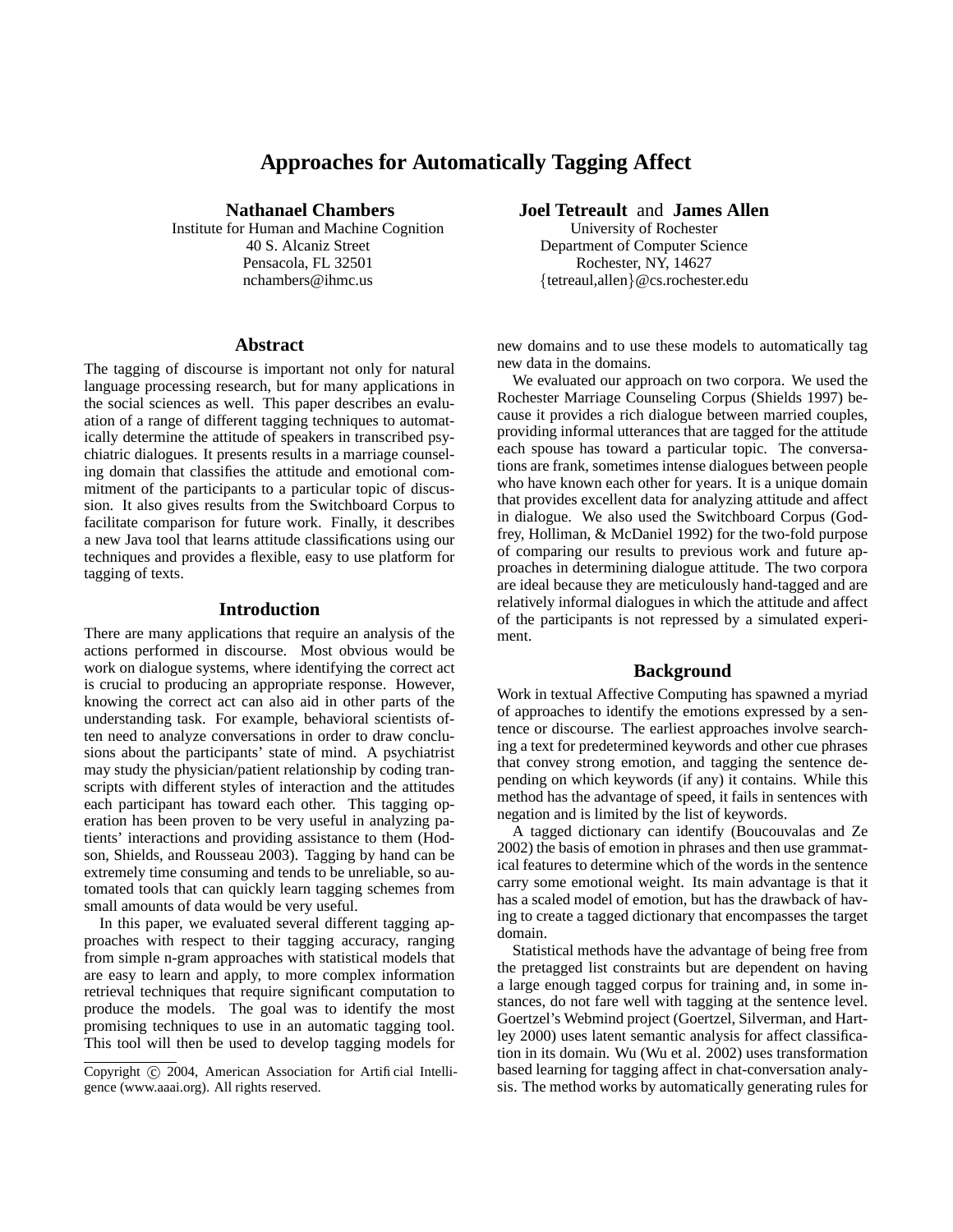# Approaches for Automatically Tagging Affect

**Nathanael Chambers**
Institute for Human and Machine Cognition
40 S. Alcaniz Street
Pensacola, FL 32501
nchambers@ihmc.us

**Joel Tetreault** and **James Allen**
University of Rochester
Department of Computer Science
Rochester, NY, 14627
{tetreaul,allen}@cs.rochester.edu

## Abstract

The tagging of discourse is important not only for natural language processing research, but for many applications in the social sciences as well. This paper describes an evaluation of a range of different tagging techniques to automatically determine the attitude of speakers in transcribed psychiatric dialogues. It presents results in a marriage counseling domain that classifies the attitude and emotional commitment of the participants to a particular topic of discussion. It also gives results from the Switchboard Corpus to facilitate comparison for future work. Finally, it describes a new Java tool that learns attitude classifications using our techniques and provides a flexible, easy to use platform for tagging of texts.

## Introduction

There are many applications that require an analysis of the actions performed in discourse. Most obvious would be work on dialogue systems, where identifying the correct act is crucial to producing an appropriate response. However, knowing the correct act can also aid in other parts of the understanding task. For example, behavioral scientists often need to analyze conversations in order to draw conclusions about the participants' state of mind. A psychiatrist may study the physician/patient relationship by coding transcripts with different styles of interaction and the attitudes each participant has toward each other. This tagging operation has been proven to be very useful in analyzing patients' interactions and providing assistance to them (Hodson, Shields, and Rousseau 2003). Tagging by hand can be extremely time consuming and tends to be unreliable, so automated tools that can quickly learn tagging schemes from small amounts of data would be very useful.

In this paper, we evaluated several different tagging approaches with respect to their tagging accuracy, ranging from simple n-gram approaches with statistical models that are easy to learn and apply, to more complex information retrieval techniques that require significant computation to produce the models. The goal was to identify the most promising techniques to use in an automatic tagging tool. This tool will then be used to develop tagging models for new domains and to use these models to automatically tag new data in the domains.

We evaluated our approach on two corpora. We used the Rochester Marriage Counseling Corpus (Shields 1997) because it provides a rich dialogue between married couples, providing informal utterances that are tagged for the attitude each spouse has toward a particular topic. The conversations are frank, sometimes intense dialogues between people who have known each other for years. It is a unique domain that provides excellent data for analyzing attitude and affect in dialogue. We also used the Switchboard Corpus (Godfrey, Holliman, & McDaniel 1992) for the two-fold purpose of comparing our results to previous work and future approaches in determining dialogue attitude. The two corpora are ideal because they are meticulously hand-tagged and are relatively informal dialogues in which the attitude and affect of the participants is not repressed by a simulated experiment.

## Background

Work in textual Affective Computing has spawned a myriad of approaches to identify the emotions expressed by a sentence or discourse. The earliest approaches involve searching a text for predetermined keywords and other cue phrases that convey strong emotion, and tagging the sentence depending on which keywords (if any) it contains. While this method has the advantage of speed, it fails in sentences with negation and is limited by the list of keywords.

A tagged dictionary can identify (Boucouvalas and Ze 2002) the basis of emotion in phrases and then use grammatical features to determine which of the words in the sentence carry some emotional weight. Its main advantage is that it has a scaled model of emotion, but has the drawback of having to create a tagged dictionary that encompasses the target domain.

Statistical methods have the advantage of being free from the pretagged list constraints but are dependent on having a large enough tagged corpus for training and, in some instances, do not fare well with tagging at the sentence level. Goertzel's Webmind project (Goertzel, Silverman, and Hartley 2000) uses latent semantic analysis for affect classification in its domain. Wu (Wu et al. 2002) uses transformation based learning for tagging affect in chat-conversation analysis. The method works by automatically generating rules for

Copyright © 2004, American Association for Artificial Intelligence (www.aaai.org). All rights reserved.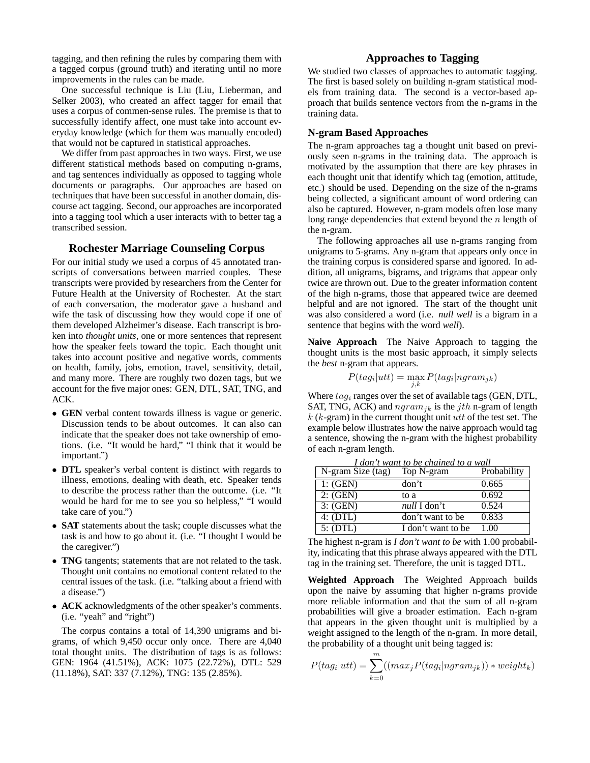tagging, and then refining the rules by comparing them with a tagged corpus (ground truth) and iterating until no more improvements in the rules can be made.

One successful technique is Liu (Liu, Lieberman, and Selker 2003), who created an affect tagger for email that uses a corpus of commen-sense rules. The premise is that to successfully identify affect, one must take into account everyday knowledge (which for them was manually encoded) that would not be captured in statistical approaches.

We differ from past approaches in two ways. First, we use different statistical methods based on computing n-grams, and tag sentences individually as opposed to tagging whole documents or paragraphs. Our approaches are based on techniques that have been successful in another domain, discourse act tagging. Second, our approaches are incorporated into a tagging tool which a user interacts with to better tag a transcribed session.

## Rochester Marriage Counseling Corpus

For our initial study we used a corpus of 45 annotated transcripts of conversations between married couples. These transcripts were provided by researchers from the Center for Future Health at the University of Rochester. At the start of each conversation, the moderator gave a husband and wife the task of discussing how they would cope if one of them developed Alzheimer's disease. Each transcript is broken into *thought units*, one or more sentences that represent how the speaker feels toward the topic. Each thought unit takes into account positive and negative words, comments on health, family, jobs, emotion, travel, sensitivity, detail, and many more. There are roughly two dozen tags, but we account for the five major ones: GEN, DTL, SAT, TNG, and ACK.

- **GEN** verbal content towards illness is vague or generic. Discussion tends to be about outcomes. It can also can indicate that the speaker does not take ownership of emotions. (i.e. "It would be hard," "I think that it would be important.")
- **DTL** speaker's verbal content is distinct with regards to illness, emotions, dealing with death, etc. Speaker tends to describe the process rather than the outcome. (i.e. "It would be hard for me to see you so helpless," "I would take care of you.")
- **SAT** statements about the task; couple discusses what the task is and how to go about it. (i.e. "I thought I would be the caregiver.")
- **TNG** tangents; statements that are not related to the task. Thought unit contains no emotional content related to the central issues of the task. (i.e. "talking about a friend with a disease.")
- **ACK** acknowledgments of the other speaker's comments. (i.e. "yeah" and "right")

The corpus contains a total of 14,390 unigrams and bigrams, of which 9,450 occur only once. There are 4,040 total thought units. The distribution of tags is as follows: GEN: 1964 (41.51%), ACK: 1075 (22.72%), DTL: 529 (11.18%), SAT: 337 (7.12%), TNG: 135 (2.85%).

## Approaches to Tagging

We studied two classes of approaches to automatic tagging. The first is based solely on building n-gram statistical models from training data. The second is a vector-based approach that builds sentence vectors from the n-grams in the training data.

### N-gram Based Approaches

The n-gram approaches tag a thought unit based on previously seen n-grams in the training data. The approach is motivated by the assumption that there are key phrases in each thought unit that identify which tag (emotion, attitude, etc.) should be used. Depending on the size of the n-grams being collected, a significant amount of word ordering can also be captured. However, n-gram models often lose many long range dependencies that extend beyond the $n$ length of the n-gram.

The following approaches all use n-grams ranging from unigrams to 5-grams. Any n-gram that appears only once in the training corpus is considered sparse and ignored. In addition, all unigrams, bigrams, and trigrams that appear only twice are thrown out. Due to the greater information content of the high n-grams, those that appeared twice are deemed helpful and are not ignored. The start of the thought unit was also considered a word (i.e. *null well* is a bigram in a sentence that begins with the word *well*).

**Naive Approach** The Naive Approach to tagging the thought units is the most basic approach, it simply selects the *best* n-gram that appears.

$$P(tag_i|utt) = \max_{j,k} P(tag_i|ngram_{jk})$$

Where $tag_i$ ranges over the set of available tags (GEN, DTL, SAT, TNG, ACK) and $ngram_{jk}$ is the $jth$ n-gram of length $k$ ($k$-gram) in the current thought unit $utt$ of the test set. The example below illustrates how the naive approach would tag a sentence, showing the n-gram with the highest probability of each n-gram length.

*I don't want to be chained to a wall*

| N-gram Size (tag) | Top N-gram | Probability |
|---|---|---|
| 1: (GEN) | don't | 0.665 |
| 2: (GEN) | to a | 0.692 |
| 3: (GEN) | *null* I don't | 0.524 |
| 4: (DTL) | don't want to be | 0.833 |
| 5: (DTL) | I don't want to be | 1.00 |

The highest n-gram is *I don't want to be* with 1.00 probability, indicating that this phrase always appeared with the DTL tag in the training set. Therefore, the unit is tagged DTL.

**Weighted Approach** The Weighted Approach builds upon the naive by assuming that higher n-grams provide more reliable information and that the sum of all n-gram probabilities will give a broader estimation. Each n-gram that appears in the given thought unit is multiplied by a weight assigned to the length of the n-gram. In more detail, the probability of a thought unit being tagged is:

$$P(tag_i|utt) = \sum_{k=0}^{m}((max_j P(tag_i|ngram_{jk})) * weight_k)$$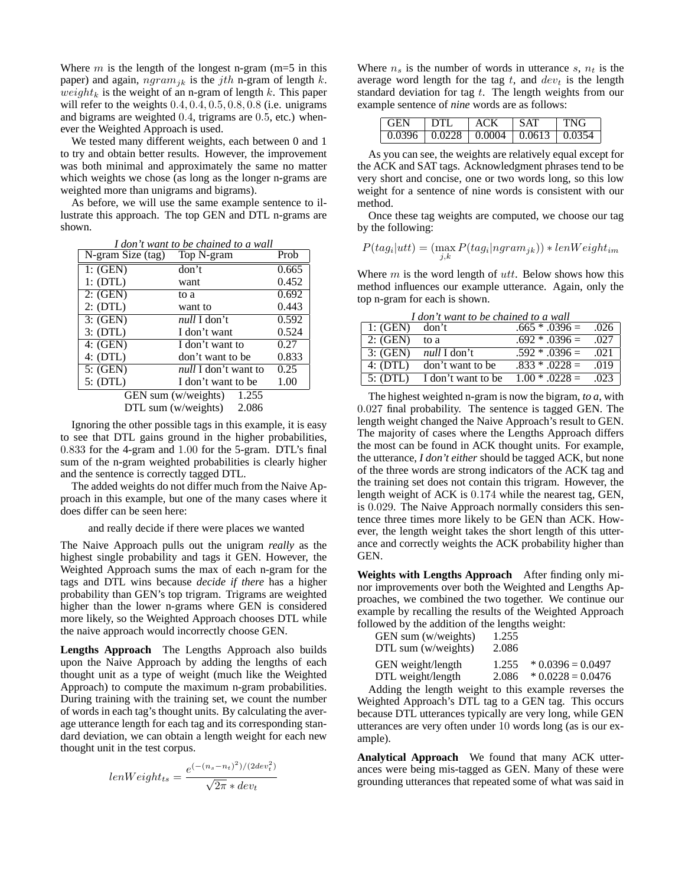Where $m$ is the length of the longest n-gram (m=5 in this paper) and again, $ngram_{jk}$ is the $jth$ n-gram of length $k$. $weight_k$ is the weight of an n-gram of length $k$. This paper will refer to the weights $0.4, 0.4, 0.5, 0.8, 0.8$ (i.e. unigrams and bigrams are weighted $0.4$, trigrams are $0.5$, etc.) whenever the Weighted Approach is used.

We tested many different weights, each between 0 and 1 to try and obtain better results. However, the improvement was both minimal and approximately the same no matter which weights we chose (as long as the longer n-grams are weighted more than unigrams and bigrams).

As before, we will use the same example sentence to illustrate this approach. The top GEN and DTL n-grams are shown.

*I don't want to be chained to a wall*

| N-gram Size (tag) | Top N-gram | Prob |
|---|---|---|
| 1: (GEN) | don't | 0.665 |
| 1: (DTL) | want | 0.452 |
| 2: (GEN) | to a | 0.692 |
| 2: (DTL) | want to | 0.443 |
| 3: (GEN) | *null* I don't | 0.592 |
| 3: (DTL) | I don't want | 0.524 |
| 4: (GEN) | I don't want to | 0.27 |
| 4: (DTL) | don't want to be | 0.833 |
| 5: (GEN) | *null* I don't want to | 0.25 |
| 5: (DTL) | I don't want to be | 1.00 |
| GEN sum (w/weights) | 1.255 | |
| DTL sum (w/weights) | 2.086 | |

Ignoring the other possible tags in this example, it is easy to see that DTL gains ground in the higher probabilities, $0.833$ for the 4-gram and $1.00$ for the 5-gram. DTL's final sum of the n-gram weighted probabilities is clearly higher and the sentence is correctly tagged DTL.

The added weights do not differ much from the Naive Approach in this example, but one of the many cases where it does differ can be seen here:

and really decide if there were places we wanted

The Naive Approach pulls out the unigram *really* as the highest single probability and tags it GEN. However, the Weighted Approach sums the max of each n-gram for the tags and DTL wins because *decide if there* has a higher probability than GEN's top trigram. Trigrams are weighted higher than the lower n-grams where GEN is considered more likely, so the Weighted Approach chooses DTL while the naive approach would incorrectly choose GEN.

**Lengths Approach** The Lengths Approach also builds upon the Naive Approach by adding the lengths of each thought unit as a type of weight (much like the Weighted Approach) to compute the maximum n-gram probabilities. During training with the training set, we count the number of words in each tag's thought units. By calculating the average utterance length for each tag and its corresponding standard deviation, we can obtain a length weight for each new thought unit in the test corpus.

$$lenWeight_{ts} = \frac{e^{(-(n_s - n_t)^2)/(2dev_t^2)}}{\sqrt{2\pi} * dev_t}$$

Where $n_s$ is the number of words in utterance $s$, $n_t$ is the average word length for the tag $t$, and $dev_t$ is the length standard deviation for tag $t$. The length weights from our example sentence of *nine* words are as follows:

| GEN | DTL | ACK | SAT | TNG |
|---|---|---|---|---|
| 0.0396 | 0.0228 | 0.0004 | 0.0613 | 0.0354 |

As you can see, the weights are relatively equal except for the ACK and SAT tags. Acknowledgment phrases tend to be very short and concise, one or two words long, so this low weight for a sentence of nine words is consistent with our method.

Once these tag weights are computed, we choose our tag by the following:

$$P(tag_i|utt) = (\max_{j,k} P(tag_i|ngram_{jk})) * lenWeight_{im}$$

Where $m$ is the word length of $utt$. Below shows how this method influences our example utterance. Again, only the top n-gram for each is shown.

*I don't want to be chained to a wall*

| | | | |
|---|---|---|---|
| 1: (GEN) | don't | .665 * .0396 = | .026 |
| 2: (GEN) | to a | .692 * .0396 = | .027 |
| 3: (GEN) | *null* I don't | .592 * .0396 = | .021 |
| 4: (DTL) | don't want to be | .833 * .0228 = | .019 |
| 5: (DTL) | I don't want to be | 1.00 * .0228 = | .023 |

The highest weighted n-gram is now the bigram, *to a*, with $0.027$ final probability. The sentence is tagged GEN. The length weight changed the Naive Approach's result to GEN. The majority of cases where the Lengths Approach differs the most can be found in ACK thought units. For example, the utterance, *I don't either* should be tagged ACK, but none of the three words are strong indicators of the ACK tag and the training set does not contain this trigram. However, the length weight of ACK is $0.174$ while the nearest tag, GEN, is $0.029$. The Naive Approach normally considers this sentence three times more likely to be GEN than ACK. However, the length weight takes the short length of this utterance and correctly weights the ACK probability higher than GEN.

**Weights with Lengths Approach** After finding only minor improvements over both the Weighted and Lengths Approaches, we combined the two together. We continue our example by recalling the results of the Weighted Approach followed by the addition of the lengths weight:

| | | |
|---|---|---|
| GEN sum (w/weights) | 1.255 | |
| DTL sum (w/weights) | 2.086 | |
| GEN weight/length | 1.255 | * 0.0396 = 0.0497 |
| DTL weight/length | 2.086 | * 0.0228 = 0.0476 |

Adding the length weight to this example reverses the Weighted Approach's DTL tag to a GEN tag. This occurs because DTL utterances typically are very long, while GEN utterances are very often under $10$ words long (as is our example).

**Analytical Approach** We found that many ACK utterances were being mis-tagged as GEN. Many of these were grounding utterances that repeated some of what was said in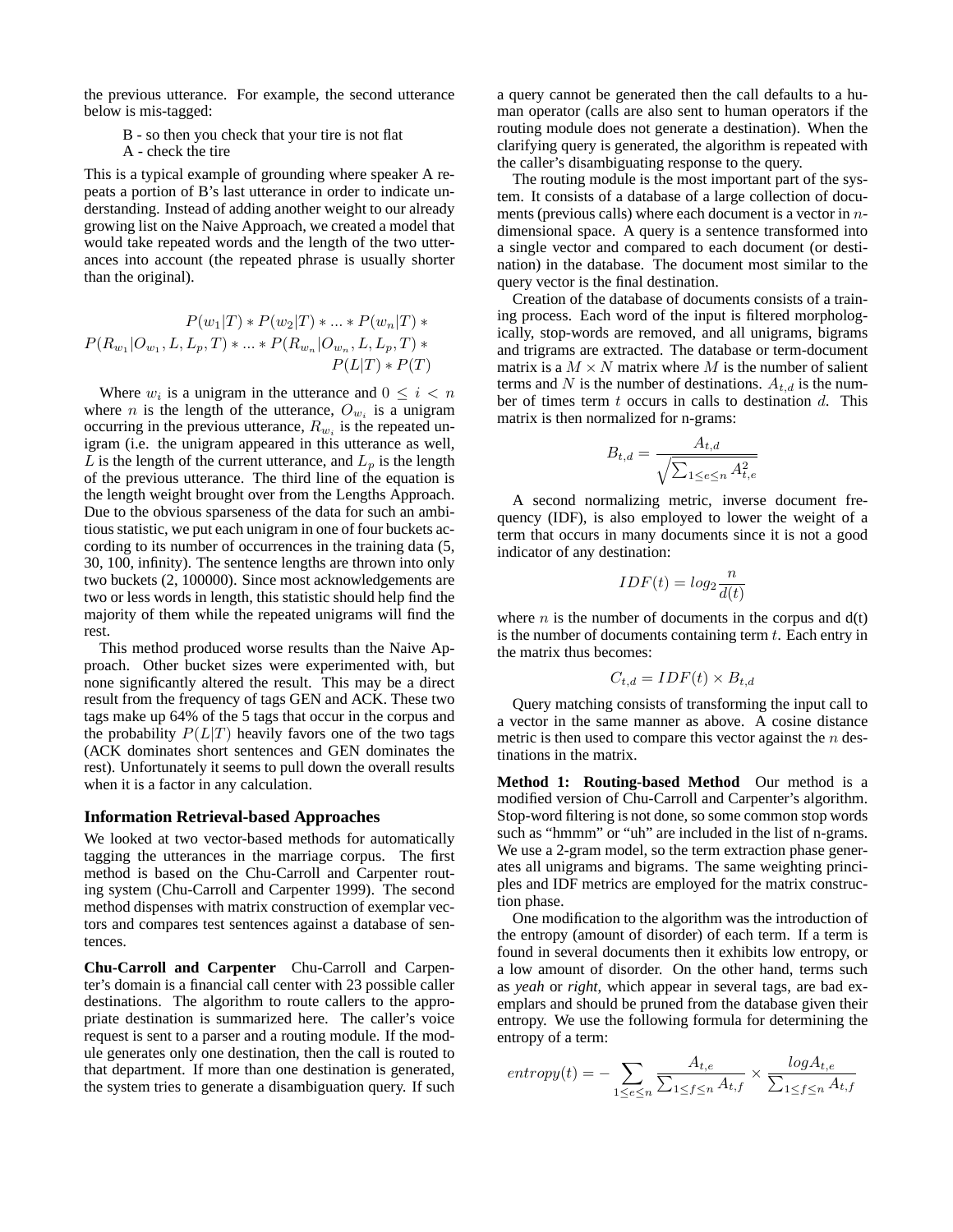the previous utterance. For example, the second utterance below is mis-tagged:

B - so then you check that your tire is not flat
A - check the tire

This is a typical example of grounding where speaker A repeats a portion of B's last utterance in order to indicate understanding. Instead of adding another weight to our already growing list on the Naive Approach, we created a model that would take repeated words and the length of the two utterances into account (the repeated phrase is usually shorter than the original).

$$P(w_1|T) * P(w_2|T) * ... * P(w_n|T) *$$
$$P(R_{w_1}|O_{w_1}, L, L_p, T) * ... * P(R_{w_n}|O_{w_n}, L, L_p, T) *$$
$$P(L|T) * P(T)$$

Where $w_i$ is a unigram in the utterance and $0 \leq i < n$ where $n$ is the length of the utterance, $O_{w_i}$ is a unigram occurring in the previous utterance, $R_{w_i}$ is the repeated unigram (i.e. the unigram appeared in this utterance as well, $L$ is the length of the current utterance, and $L_p$ is the length of the previous utterance. The third line of the equation is the length weight brought over from the Lengths Approach. Due to the obvious sparseness of the data for such an ambitious statistic, we put each unigram in one of four buckets according to its number of occurrences in the training data (5, 30, 100, infinity). The sentence lengths are thrown into only two buckets (2, 100000). Since most acknowledgements are two or less words in length, this statistic should help find the majority of them while the repeated unigrams will find the rest.

This method produced worse results than the Naive Approach. Other bucket sizes were experimented with, but none significantly altered the result. This may be a direct result from the frequency of tags GEN and ACK. These two tags make up 64% of the 5 tags that occur in the corpus and the probability $P(L|T)$ heavily favors one of the two tags (ACK dominates short sentences and GEN dominates the rest). Unfortunately it seems to pull down the overall results when it is a factor in any calculation.

### Information Retrieval-based Approaches

We looked at two vector-based methods for automatically tagging the utterances in the marriage corpus. The first method is based on the Chu-Carroll and Carpenter routing system (Chu-Carroll and Carpenter 1999). The second method dispenses with matrix construction of exemplar vectors and compares test sentences against a database of sentences.

**Chu-Carroll and Carpenter** Chu-Carroll and Carpenter's domain is a financial call center with 23 possible caller destinations. The algorithm to route callers to the appropriate destination is summarized here. The caller's voice request is sent to a parser and a routing module. If the module generates only one destination, then the call is routed to that department. If more than one destination is generated, the system tries to generate a disambiguation query. If such a query cannot be generated then the call defaults to a human operator (calls are also sent to human operators if the routing module does not generate a destination). When the clarifying query is generated, the algorithm is repeated with the caller's disambiguating response to the query.

The routing module is the most important part of the system. It consists of a database of a large collection of documents (previous calls) where each document is a vector in $n$-dimensional space. A query is a sentence transformed into a single vector and compared to each document (or destination) in the database. The document most similar to the query vector is the final destination.

Creation of the database of documents consists of a training process. Each word of the input is filtered morphologically, stop-words are removed, and all unigrams, bigrams and trigrams are extracted. The database or term-document matrix is a $M \times N$ matrix where $M$ is the number of salient terms and $N$ is the number of destinations. $A_{t,d}$ is the number of times term $t$ occurs in calls to destination $d$. This matrix is then normalized for n-grams:

$$B_{t,d} = \frac{A_{t,d}}{\sqrt{\sum_{1 \leq e \leq n} A_{t,e}^2}}$$

A second normalizing metric, inverse document frequency (IDF), is also employed to lower the weight of a term that occurs in many documents since it is not a good indicator of any destination:

$$IDF(t) = log_2 \frac{n}{d(t)}$$

where $n$ is the number of documents in the corpus and d(t) is the number of documents containing term $t$. Each entry in the matrix thus becomes:

$$C_{t,d} = IDF(t) \times B_{t,d}$$

Query matching consists of transforming the input call to a vector in the same manner as above. A cosine distance metric is then used to compare this vector against the $n$ destinations in the matrix.

**Method 1: Routing-based Method** Our method is a modified version of Chu-Carroll and Carpenter's algorithm. Stop-word filtering is not done, so some common stop words such as "hmmm" or "uh" are included in the list of n-grams. We use a 2-gram model, so the term extraction phase generates all unigrams and bigrams. The same weighting principles and IDF metrics are employed for the matrix construction phase.

One modification to the algorithm was the introduction of the entropy (amount of disorder) of each term. If a term is found in several documents then it exhibits low entropy, or a low amount of disorder. On the other hand, terms such as *yeah* or *right*, which appear in several tags, are bad exemplars and should be pruned from the database given their entropy. We use the following formula for determining the entropy of a term:

$$entropy(t) = -\sum_{1 \leq e \leq n} \frac{A_{t,e}}{\sum_{1 \leq f \leq n} A_{t,f}} \times \frac{log A_{t,e}}{\sum_{1 \leq f \leq n} A_{t,f}}$$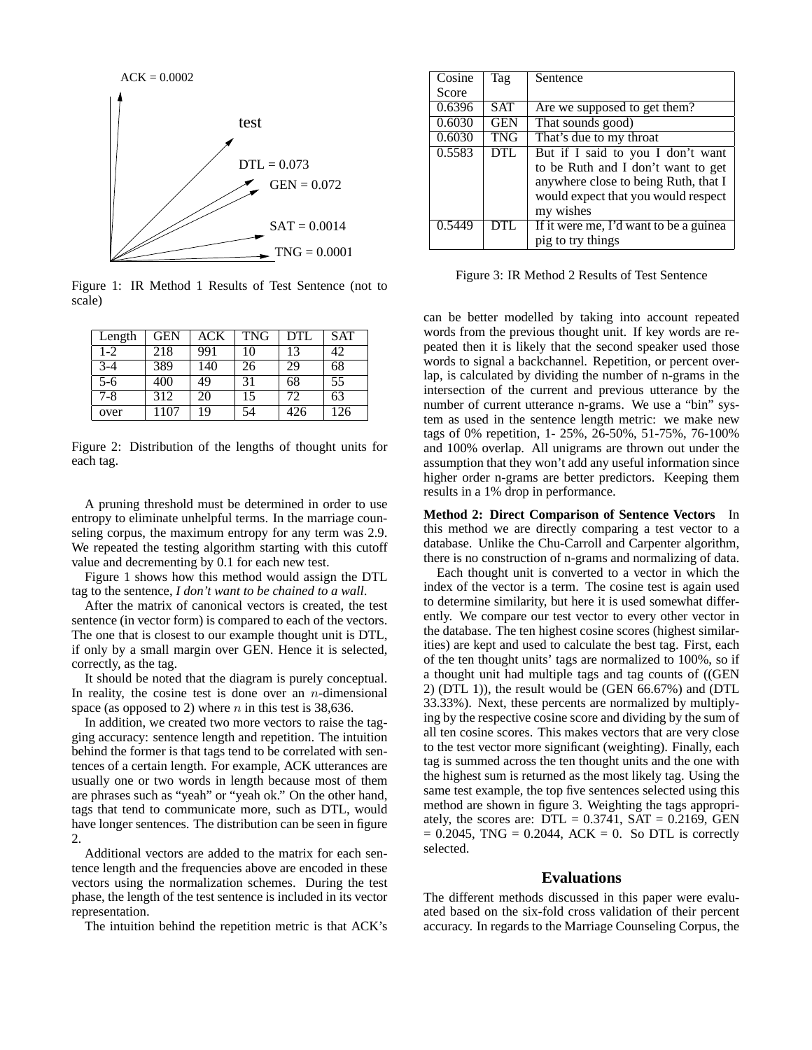ACK = 0.0002

test

DTL = 0.073

GEN = 0.072

SAT = 0.0014

TNG = 0.0001

Figure 1: IR Method 1 Results of Test Sentence (not to scale)

| Length | GEN | ACK | TNG | DTL | SAT |
|---|---|---|---|---|---|
| 1-2 | 218 | 991 | 10 | 13 | 42 |
| 3-4 | 389 | 140 | 26 | 29 | 68 |
| 5-6 | 400 | 49 | 31 | 68 | 55 |
| 7-8 | 312 | 20 | 15 | 72 | 63 |
| over | 1107 | 19 | 54 | 426 | 126 |

Figure 2: Distribution of the lengths of thought units for each tag.

A pruning threshold must be determined in order to use entropy to eliminate unhelpful terms. In the marriage counseling corpus, the maximum entropy for any term was 2.9. We repeated the testing algorithm starting with this cutoff value and decrementing by 0.1 for each new test.

Figure 1 shows how this method would assign the DTL tag to the sentence, *I don't want to be chained to a wall*.

After the matrix of canonical vectors is created, the test sentence (in vector form) is compared to each of the vectors. The one that is closest to our example thought unit is DTL, if only by a small margin over GEN. Hence it is selected, correctly, as the tag.

It should be noted that the diagram is purely conceptual. In reality, the cosine test is done over an $n$-dimensional space (as opposed to 2) where $n$ in this test is 38,636.

In addition, we created two more vectors to raise the tagging accuracy: sentence length and repetition. The intuition behind the former is that tags tend to be correlated with sentences of a certain length. For example, ACK utterances are usually one or two words in length because most of them are phrases such as "yeah" or "yeah ok." On the other hand, tags that tend to communicate more, such as DTL, would have longer sentences. The distribution can be seen in figure 2.

Additional vectors are added to the matrix for each sentence length and the frequencies above are encoded in these vectors using the normalization schemes. During the test phase, the length of the test sentence is included in its vector representation.

The intuition behind the repetition metric is that ACK's can be better modelled by taking into account repeated words from the previous thought unit. If key words are repeated then it is likely that the second speaker used those words to signal a backchannel. Repetition, or percent overlap, is calculated by dividing the number of n-grams in the intersection of the current and previous utterance by the number of current utterance n-grams. We use a "bin" system as used in the sentence length metric: we make new tags of 0% repetition, 1- 25%, 26-50%, 51-75%, 76-100% and 100% overlap. All unigrams are thrown out under the assumption that they won't add any useful information since higher order n-grams are better predictors. Keeping them results in a 1% drop in performance.

| Cosine Score | Tag | Sentence |
|---|---|---|
| 0.6396 | SAT | Are we supposed to get them? |
| 0.6030 | GEN | That sounds good) |
| 0.6030 | TNG | That's due to my throat |
| 0.5583 | DTL | But if I said to you I don't want to be Ruth and I don't want to get anywhere close to being Ruth, that I would expect that you would respect my wishes |
| 0.5449 | DTL | If it were me, I'd want to be a guinea pig to try things |

Figure 3: IR Method 2 Results of Test Sentence

**Method 2: Direct Comparison of Sentence Vectors** In this method we are directly comparing a test vector to a database. Unlike the Chu-Carroll and Carpenter algorithm, there is no construction of n-grams and normalizing of data.

Each thought unit is converted to a vector in which the index of the vector is a term. The cosine test is again used to determine similarity, but here it is used somewhat differently. We compare our test vector to every other vector in the database. The ten highest cosine scores (highest similarities) are kept and used to calculate the best tag. First, each of the ten thought units' tags are normalized to 100%, so if a thought unit had multiple tags and tag counts of ((GEN 2) (DTL 1)), the result would be (GEN 66.67%) and (DTL 33.33%). Next, these percents are normalized by multiplying by the respective cosine score and dividing by the sum of all ten cosine scores. This makes vectors that are very close to the test vector more significant (weighting). Finally, each tag is summed across the ten thought units and the one with the highest sum is returned as the most likely tag. Using the same test example, the top five sentences selected using this method are shown in figure 3. Weighting the tags appropriately, the scores are: DTL = 0.3741, SAT = 0.2169, GEN = 0.2045, TNG = 0.2044, ACK = 0. So DTL is correctly selected.

## Evaluations

The different methods discussed in this paper were evaluated based on the six-fold cross validation of their percent accuracy. In regards to the Marriage Counseling Corpus, the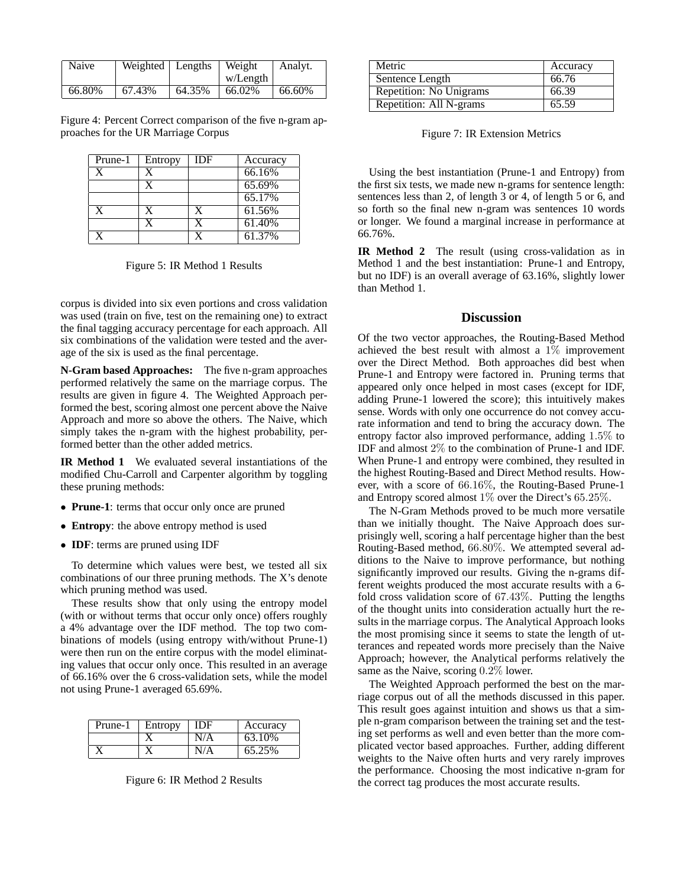| Naive | Weighted | Lengths | Weight w/Length | Analyt. |
| --- | --- | --- | --- | --- |
| 66.80% | 67.43% | 64.35% | 66.02% | 66.60% |

Figure 4: Percent Correct comparison of the five n-gram approaches for the UR Marriage Corpus

| Prune-1 | Entropy | IDF | Accuracy |
| --- | --- | --- | --- |
| X | X | | 66.16% |
| | X | | 65.69% |
| | | | 65.17% |
| X | X | X | 61.56% |
| | X | X | 61.40% |
| X | | X | 61.37% |

Figure 5: IR Method 1 Results

corpus is divided into six even portions and cross validation was used (train on five, test on the remaining one) to extract the final tagging accuracy percentage for each approach. All six combinations of the validation were tested and the average of the six is used as the final percentage.

**N-Gram based Approaches:** The five n-gram approaches performed relatively the same on the marriage corpus. The results are given in figure 4. The Weighted Approach performed the best, scoring almost one percent above the Naive Approach and more so above the others. The Naive, which simply takes the n-gram with the highest probability, performed better than the other added metrics.

**IR Method 1** We evaluated several instantiations of the modified Chu-Carroll and Carpenter algorithm by toggling these pruning methods:

- **Prune-1**: terms that occur only once are pruned
- **Entropy**: the above entropy method is used
- **IDF**: terms are pruned using IDF

To determine which values were best, we tested all six combinations of our three pruning methods. The X's denote which pruning method was used.

These results show that only using the entropy model (with or without terms that occur only once) offers roughly a 4% advantage over the IDF method. The top two combinations of models (using entropy with/without Prune-1) were then run on the entire corpus with the model eliminating values that occur only once. This resulted in an average of 66.16% over the 6 cross-validation sets, while the model not using Prune-1 averaged 65.69%.

| Prune-1 | Entropy | IDF | Accuracy |
| --- | --- | --- | --- |
| | X | N/A | 63.10% |
| X | X | N/A | 65.25% |

Figure 6: IR Method 2 Results

| Metric | Accuracy |
| --- | --- |
| Sentence Length | 66.76 |
| Repetition: No Unigrams | 66.39 |
| Repetition: All N-grams | 65.59 |

Figure 7: IR Extension Metrics

Using the best instantiation (Prune-1 and Entropy) from the first six tests, we made new n-grams for sentence length: sentences less than 2, of length 3 or 4, of length 5 or 6, and so forth so the final new n-gram was sentences 10 words or longer. We found a marginal increase in performance at 66.76%.

**IR Method 2** The result (using cross-validation as in Method 1 and the best instantiation: Prune-1 and Entropy, but no IDF) is an overall average of 63.16%, slightly lower than Method 1.

## Discussion

Of the two vector approaches, the Routing-Based Method achieved the best result with almost a $1\%$ improvement over the Direct Method. Both approaches did best when Prune-1 and Entropy were factored in. Pruning terms that appeared only once helped in most cases (except for IDF, adding Prune-1 lowered the score); this intuitively makes sense. Words with only one occurrence do not convey accurate information and tend to bring the accuracy down. The entropy factor also improved performance, adding $1.5\%$ to IDF and almost $2\%$ to the combination of Prune-1 and IDF. When Prune-1 and entropy were combined, they resulted in the highest Routing-Based and Direct Method results. However, with a score of $66.16\%$, the Routing-Based Prune-1 and Entropy scored almost $1\%$ over the Direct's $65.25\%$.

The N-Gram Methods proved to be much more versatile than we initially thought. The Naive Approach does surprisingly well, scoring a half percentage higher than the best Routing-Based method, $66.80\%$. We attempted several additions to the Naive to improve performance, but nothing significantly improved our results. Giving the n-grams different weights produced the most accurate results with a 6-fold cross validation score of $67.43\%$. Putting the lengths of the thought units into consideration actually hurt the results in the marriage corpus. The Analytical Approach looks the most promising since it seems to state the length of utterances and repeated words more precisely than the Naive Approach; however, the Analytical performs relatively the same as the Naive, scoring $0.2\%$ lower.

The Weighted Approach performed the best on the marriage corpus out of all the methods discussed in this paper. This result goes against intuition and shows us that a simple n-gram comparison between the training set and the testing set performs as well and even better than the more complicated vector based approaches. Further, adding different weights to the Naive often hurts and very rarely improves the performance. Choosing the most indicative n-gram for the correct tag produces the most accurate results.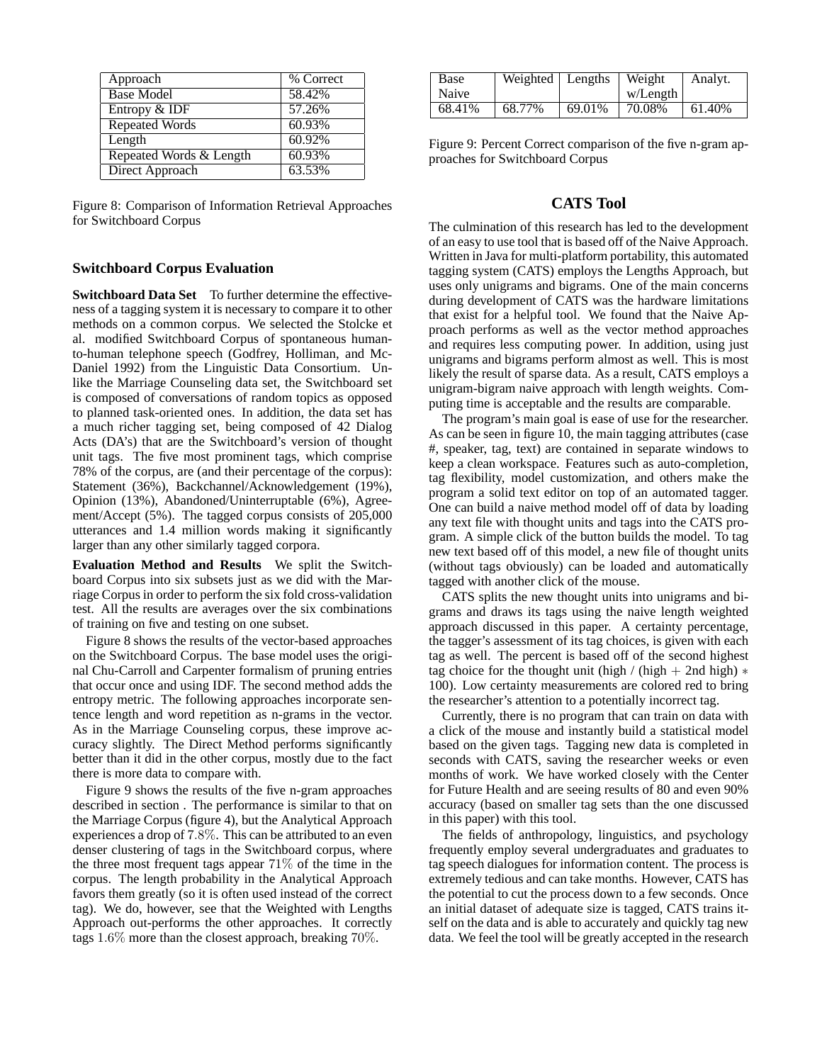| Approach | % Correct |
|---|---|
| Base Model | 58.42% |
| Entropy & IDF | 57.26% |
| Repeated Words | 60.93% |
| Length | 60.92% |
| Repeated Words & Length | 60.93% |
| Direct Approach | 63.53% |

Figure 8: Comparison of Information Retrieval Approaches for Switchboard Corpus

### Switchboard Corpus Evaluation

**Switchboard Data Set** To further determine the effectiveness of a tagging system it is necessary to compare it to other methods on a common corpus. We selected the Stolcke et al. modified Switchboard Corpus of spontaneous human-to-human telephone speech (Godfrey, Holliman, and McDaniel 1992) from the Linguistic Data Consortium. Unlike the Marriage Counseling data set, the Switchboard set is composed of conversations of random topics as opposed to planned task-oriented ones. In addition, the data set has a much richer tagging set, being composed of 42 Dialog Acts (DA's) that are the Switchboard's version of thought unit tags. The five most prominent tags, which comprise 78% of the corpus, are (and their percentage of the corpus): Statement (36%), Backchannel/Acknowledgement (19%), Opinion (13%), Abandoned/Uninterruptable (6%), Agreement/Accept (5%). The tagged corpus consists of 205,000 utterances and 1.4 million words making it significantly larger than any other similarly tagged corpora.

**Evaluation Method and Results** We split the Switchboard Corpus into six subsets just as we did with the Marriage Corpus in order to perform the six fold cross-validation test. All the results are averages over the six combinations of training on five and testing on one subset.

Figure 8 shows the results of the vector-based approaches on the Switchboard Corpus. The base model uses the original Chu-Carroll and Carpenter formalism of pruning entries that occur once and using IDF. The second method adds the entropy metric. The following approaches incorporate sentence length and word repetition as n-grams in the vector. As in the Marriage Counseling corpus, these improve accuracy slightly. The Direct Method performs significantly better than it did in the other corpus, mostly due to the fact there is more data to compare with.

Figure 9 shows the results of the five n-gram approaches described in section . The performance is similar to that on the Marriage Corpus (figure 4), but the Analytical Approach experiences a drop of $7.8\%$. This can be attributed to an even denser clustering of tags in the Switchboard corpus, where the three most frequent tags appear $71\%$ of the time in the corpus. The length probability in the Analytical Approach favors them greatly (so it is often used instead of the correct tag). We do, however, see that the Weighted with Lengths Approach out-performs the other approaches. It correctly tags $1.6\%$ more than the closest approach, breaking $70\%$.

| Base Naive | Weighted | Lengths | Weight w/Length | Analyt. |
|---|---|---|---|---|
| 68.41% | 68.77% | 69.01% | 70.08% | 61.40% |

Figure 9: Percent Correct comparison of the five n-gram approaches for Switchboard Corpus

## CATS Tool

The culmination of this research has led to the development of an easy to use tool that is based off of the Naive Approach. Written in Java for multi-platform portability, this automated tagging system (CATS) employs the Lengths Approach, but uses only unigrams and bigrams. One of the main concerns during development of CATS was the hardware limitations that exist for a helpful tool. We found that the Naive Approach performs as well as the vector method approaches and requires less computing power. In addition, using just unigrams and bigrams perform almost as well. This is most likely the result of sparse data. As a result, CATS employs a unigram-bigram naive approach with length weights. Computing time is acceptable and the results are comparable.

The program's main goal is ease of use for the researcher. As can be seen in figure 10, the main tagging attributes (case #, speaker, tag, text) are contained in separate windows to keep a clean workspace. Features such as auto-completion, tag flexibility, model customization, and others make the program a solid text editor on top of an automated tagger. One can build a naive method model off of data by loading any text file with thought units and tags into the CATS program. A simple click of the button builds the model. To tag new text based off of this model, a new file of thought units (without tags obviously) can be loaded and automatically tagged with another click of the mouse.

CATS splits the new thought units into unigrams and bigrams and draws its tags using the naive length weighted approach discussed in this paper. A certainty percentage, the tagger's assessment of its tag choices, is given with each tag as well. The percent is based off of the second highest tag choice for the thought unit (high / (high $+$ 2nd high) $*$ 100). Low certainty measurements are colored red to bring the researcher's attention to a potentially incorrect tag.

Currently, there is no program that can train on data with a click of the mouse and instantly build a statistical model based on the given tags. Tagging new data is completed in seconds with CATS, saving the researcher weeks or even months of work. We have worked closely with the Center for Future Health and are seeing results of 80 and even 90% accuracy (based on smaller tag sets than the one discussed in this paper) with this tool.

The fields of anthropology, linguistics, and psychology frequently employ several undergraduates and graduates to tag speech dialogues for information content. The process is extremely tedious and can take months. However, CATS has the potential to cut the process down to a few seconds. Once an initial dataset of adequate size is tagged, CATS trains itself on the data and is able to accurately and quickly tag new data. We feel the tool will be greatly accepted in the research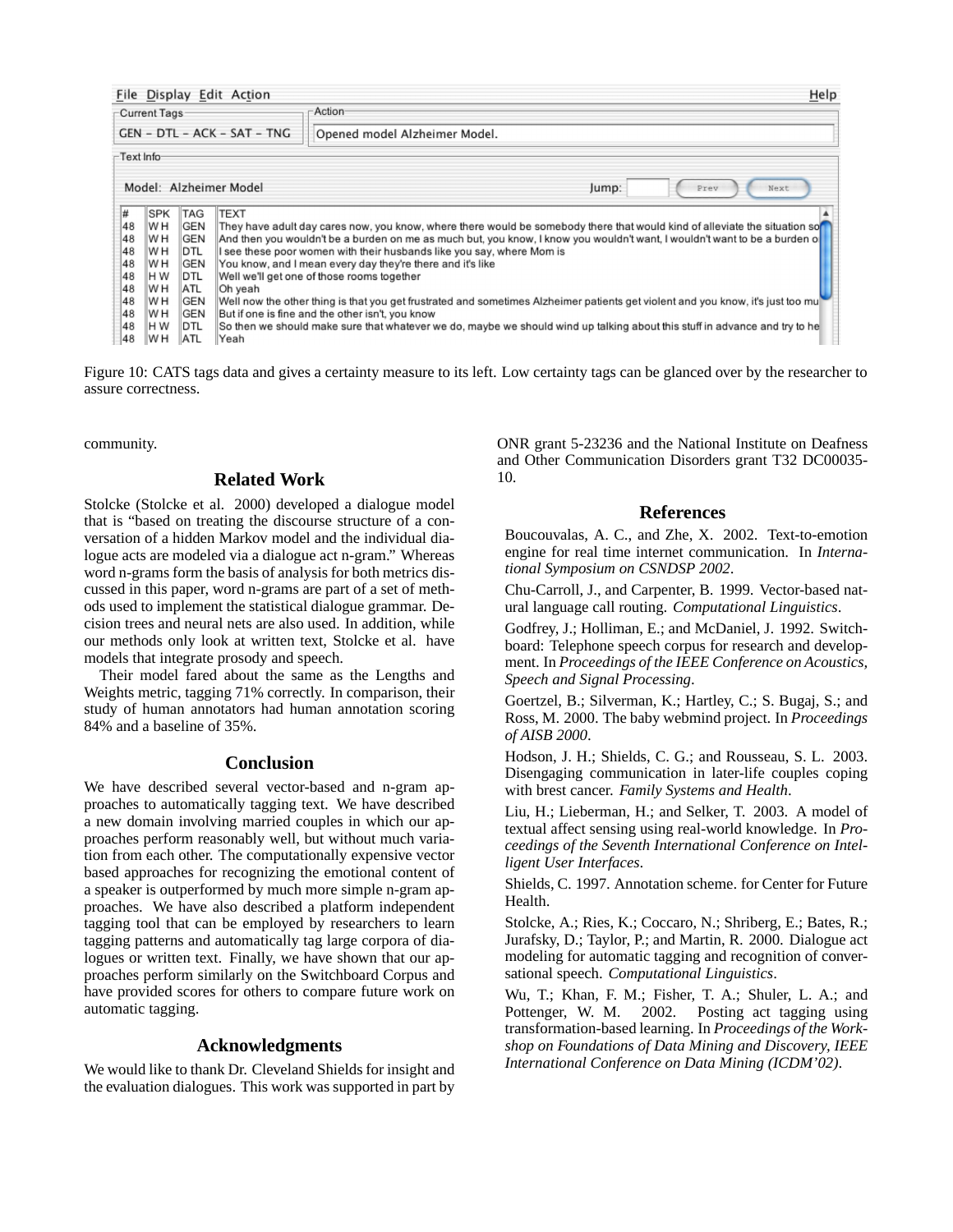Figure 10: CATS tags data and gives a certainty measure to its left. Low certainty tags can be glanced over by the researcher to assure correctness.

community.

## Related Work

Stolcke (Stolcke et al. 2000) developed a dialogue model that is "based on treating the discourse structure of a conversation of a hidden Markov model and the individual dialogue acts are modeled via a dialogue act n-gram." Whereas word n-grams form the basis of analysis for both metrics discussed in this paper, word n-grams are part of a set of methods used to implement the statistical dialogue grammar. Decision trees and neural nets are also used. In addition, while our methods only look at written text, Stolcke et al. have models that integrate prosody and speech.

Their model fared about the same as the Lengths and Weights metric, tagging 71% correctly. In comparison, their study of human annotators had human annotation scoring 84% and a baseline of 35%.

## Conclusion

We have described several vector-based and n-gram approaches to automatically tagging text. We have described a new domain involving married couples in which our approaches perform reasonably well, but without much variation from each other. The computationally expensive vector based approaches for recognizing the emotional content of a speaker is outperformed by much more simple n-gram approaches. We have also described a platform independent tagging tool that can be employed by researchers to learn tagging patterns and automatically tag large corpora of dialogues or written text. Finally, we have shown that our approaches perform similarly on the Switchboard Corpus and have provided scores for others to compare future work on automatic tagging.

## Acknowledgments

We would like to thank Dr. Cleveland Shields for insight and the evaluation dialogues. This work was supported in part by ONR grant 5-23236 and the National Institute on Deafness and Other Communication Disorders grant T32 DC00035-10.

## References

Boucouvalas, A. C., and Zhe, X. 2002. Text-to-emotion engine for real time internet communication. In *International Symposium on CSNDSP 2002*.

Chu-Carroll, J., and Carpenter, B. 1999. Vector-based natural language call routing. *Computational Linguistics*.

Godfrey, J.; Holliman, E.; and McDaniel, J. 1992. Switchboard: Telephone speech corpus for research and development. In *Proceedings of the IEEE Conference on Acoustics, Speech and Signal Processing*.

Goertzel, B.; Silverman, K.; Hartley, C.; S. Bugaj, S.; and Ross, M. 2000. The baby webmind project. In *Proceedings of AISB 2000*.

Hodson, J. H.; Shields, C. G.; and Rousseau, S. L. 2003. Disengaging communication in later-life couples coping with brest cancer. *Family Systems and Health*.

Liu, H.; Lieberman, H.; and Selker, T. 2003. A model of textual affect sensing using real-world knowledge. In *Proceedings of the Seventh International Conference on Intelligent User Interfaces*.

Shields, C. 1997. Annotation scheme. for Center for Future Health.

Stolcke, A.; Ries, K.; Coccaro, N.; Shriberg, E.; Bates, R.; Jurafsky, D.; Taylor, P.; and Martin, R. 2000. Dialogue act modeling for automatic tagging and recognition of conversational speech. *Computational Linguistics*.

Wu, T.; Khan, F. M.; Fisher, T. A.; Shuler, L. A.; and Pottenger, W. M. 2002. Posting act tagging using transformation-based learning. In *Proceedings of the Workshop on Foundations of Data Mining and Discovery, IEEE International Conference on Data Mining (ICDM'02)*.